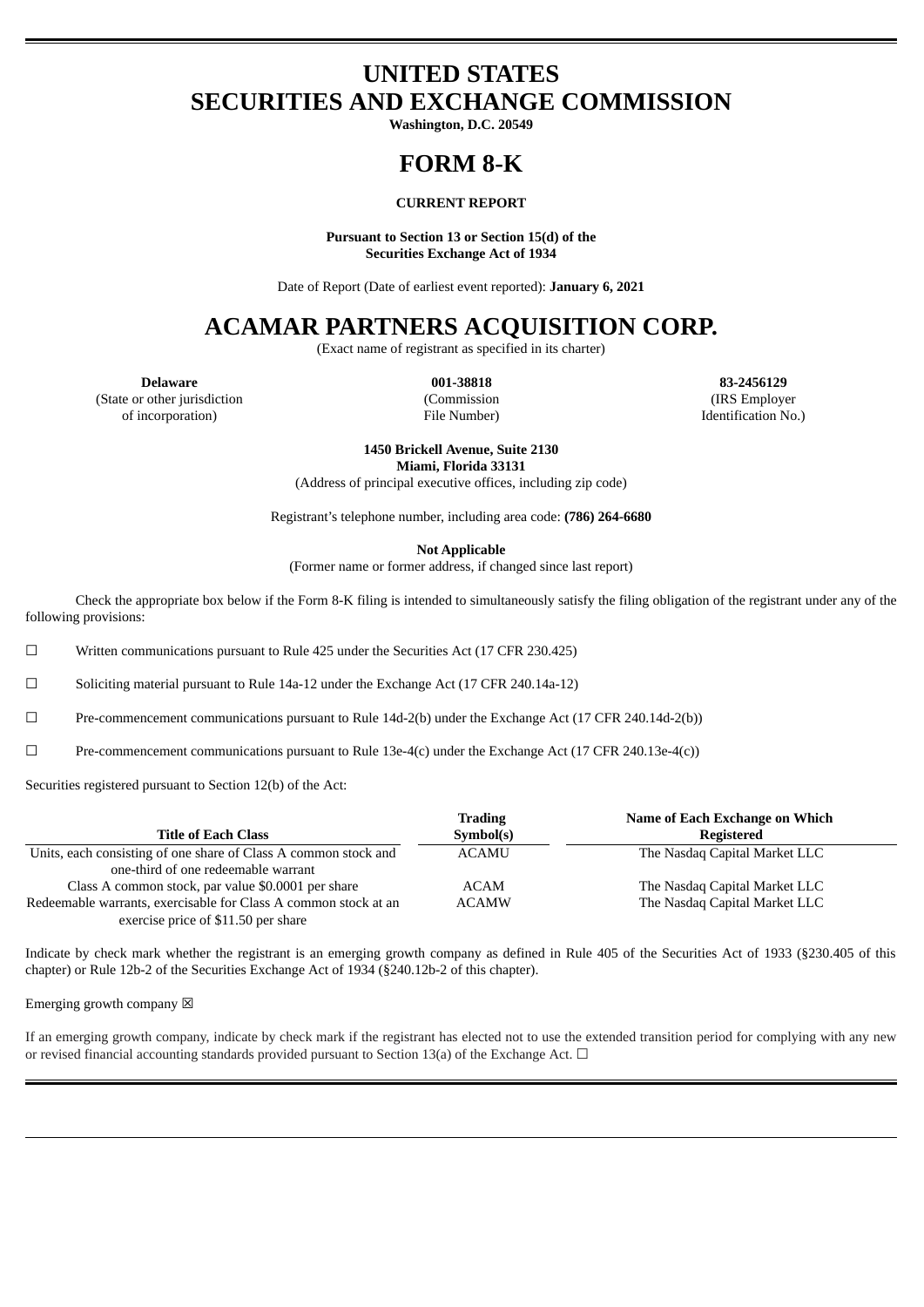# UNITED STATES
# SECURITIES AND EXCHANGE COMMISSION

**Washington, D.C. 20549**

# FORM 8-K

**CURRENT REPORT**

**Pursuant to Section 13 or Section 15(d) of the Securities Exchange Act of 1934**

Date of Report (Date of earliest event reported): **January 6, 2021**

# ACAMAR PARTNERS ACQUISITION CORP.

(Exact name of registrant as specified in its charter)

| **Delaware** | **001-38818** | **83-2456129** |
|---|---|---|
| (State or other jurisdiction of incorporation) | (Commission File Number) | (IRS Employer Identification No.) |

**1450 Brickell Avenue, Suite 2130**
**Miami, Florida 33131**
(Address of principal executive offices, including zip code)

Registrant's telephone number, including area code: **(786) 264-6680**

**Not Applicable**
(Former name or former address, if changed since last report)

Check the appropriate box below if the Form 8-K filing is intended to simultaneously satisfy the filing obligation of the registrant under any of the following provisions:

☐ Written communications pursuant to Rule 425 under the Securities Act (17 CFR 230.425)

☐ Soliciting material pursuant to Rule 14a-12 under the Exchange Act (17 CFR 240.14a-12)

☐ Pre-commencement communications pursuant to Rule 14d-2(b) under the Exchange Act (17 CFR 240.14d-2(b))

☐ Pre-commencement communications pursuant to Rule 13e-4(c) under the Exchange Act (17 CFR 240.13e-4(c))

Securities registered pursuant to Section 12(b) of the Act:

| Title of Each Class | Trading Symbol(s) | Name of Each Exchange on Which Registered |
|---|---|---|
| Units, each consisting of one share of Class A common stock and one-third of one redeemable warrant | ACAMU | The Nasdaq Capital Market LLC |
| Class A common stock, par value $0.0001 per share | ACAM | The Nasdaq Capital Market LLC |
| Redeemable warrants, exercisable for Class A common stock at an exercise price of $11.50 per share | ACAMW | The Nasdaq Capital Market LLC |

Indicate by check mark whether the registrant is an emerging growth company as defined in Rule 405 of the Securities Act of 1933 (§230.405 of this chapter) or Rule 12b-2 of the Securities Exchange Act of 1934 (§240.12b-2 of this chapter).

Emerging growth company ☒

If an emerging growth company, indicate by check mark if the registrant has elected not to use the extended transition period for complying with any new or revised financial accounting standards provided pursuant to Section 13(a) of the Exchange Act. ☐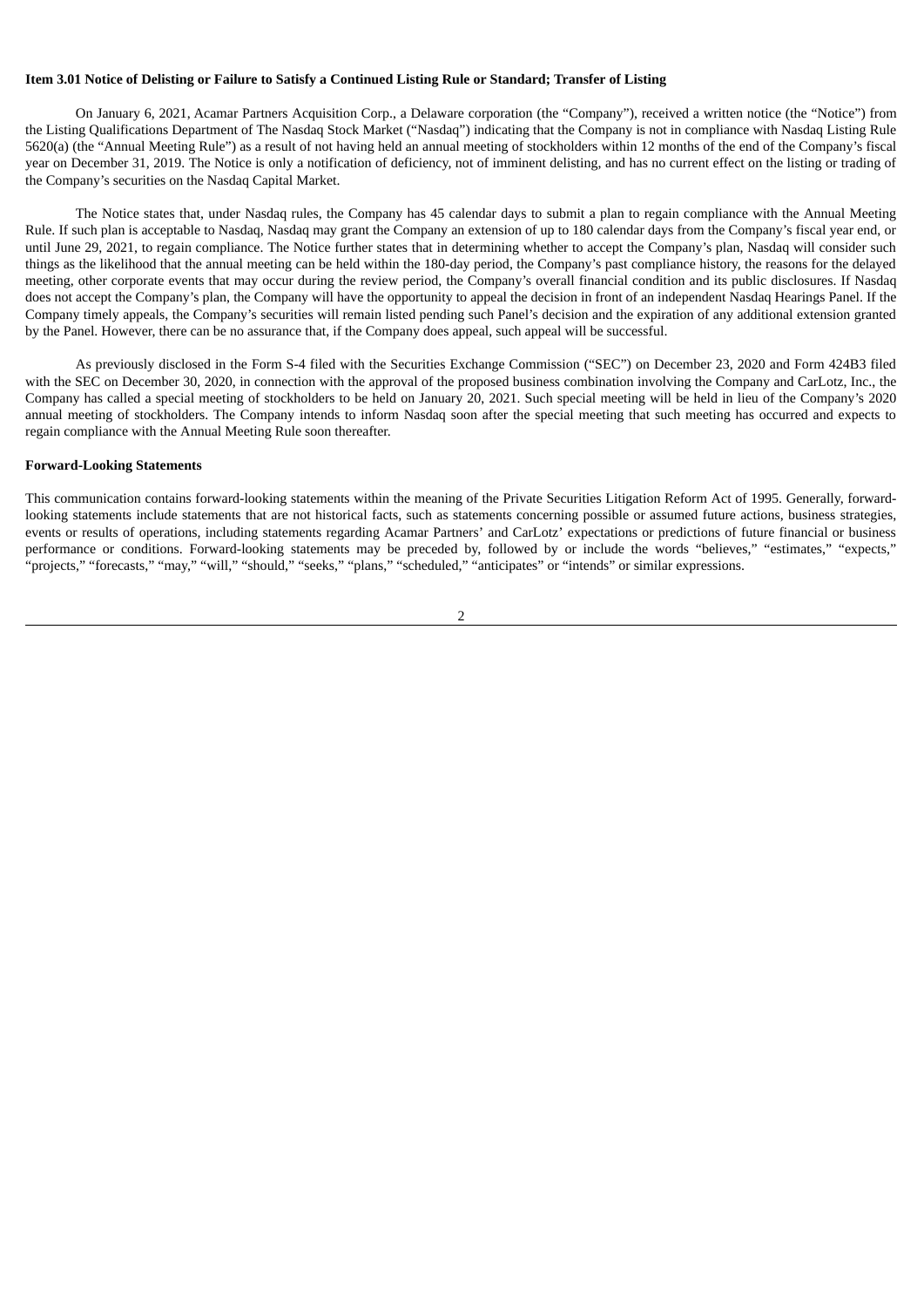**Item 3.01 Notice of Delisting or Failure to Satisfy a Continued Listing Rule or Standard; Transfer of Listing**

On January 6, 2021, Acamar Partners Acquisition Corp., a Delaware corporation (the "Company"), received a written notice (the "Notice") from the Listing Qualifications Department of The Nasdaq Stock Market ("Nasdaq") indicating that the Company is not in compliance with Nasdaq Listing Rule 5620(a) (the "Annual Meeting Rule") as a result of not having held an annual meeting of stockholders within 12 months of the end of the Company's fiscal year on December 31, 2019. The Notice is only a notification of deficiency, not of imminent delisting, and has no current effect on the listing or trading of the Company's securities on the Nasdaq Capital Market.

The Notice states that, under Nasdaq rules, the Company has 45 calendar days to submit a plan to regain compliance with the Annual Meeting Rule. If such plan is acceptable to Nasdaq, Nasdaq may grant the Company an extension of up to 180 calendar days from the Company's fiscal year end, or until June 29, 2021, to regain compliance. The Notice further states that in determining whether to accept the Company's plan, Nasdaq will consider such things as the likelihood that the annual meeting can be held within the 180-day period, the Company's past compliance history, the reasons for the delayed meeting, other corporate events that may occur during the review period, the Company's overall financial condition and its public disclosures. If Nasdaq does not accept the Company's plan, the Company will have the opportunity to appeal the decision in front of an independent Nasdaq Hearings Panel. If the Company timely appeals, the Company's securities will remain listed pending such Panel's decision and the expiration of any additional extension granted by the Panel. However, there can be no assurance that, if the Company does appeal, such appeal will be successful.

As previously disclosed in the Form S-4 filed with the Securities Exchange Commission ("SEC") on December 23, 2020 and Form 424B3 filed with the SEC on December 30, 2020, in connection with the approval of the proposed business combination involving the Company and CarLotz, Inc., the Company has called a special meeting of stockholders to be held on January 20, 2021. Such special meeting will be held in lieu of the Company's 2020 annual meeting of stockholders. The Company intends to inform Nasdaq soon after the special meeting that such meeting has occurred and expects to regain compliance with the Annual Meeting Rule soon thereafter.

**Forward-Looking Statements**

This communication contains forward-looking statements within the meaning of the Private Securities Litigation Reform Act of 1995. Generally, forward-looking statements include statements that are not historical facts, such as statements concerning possible or assumed future actions, business strategies, events or results of operations, including statements regarding Acamar Partners' and CarLotz' expectations or predictions of future financial or business performance or conditions. Forward-looking statements may be preceded by, followed by or include the words "believes," "estimates," "expects," "projects," "forecasts," "may," "will," "should," "seeks," "plans," "scheduled," "anticipates" or "intends" or similar expressions.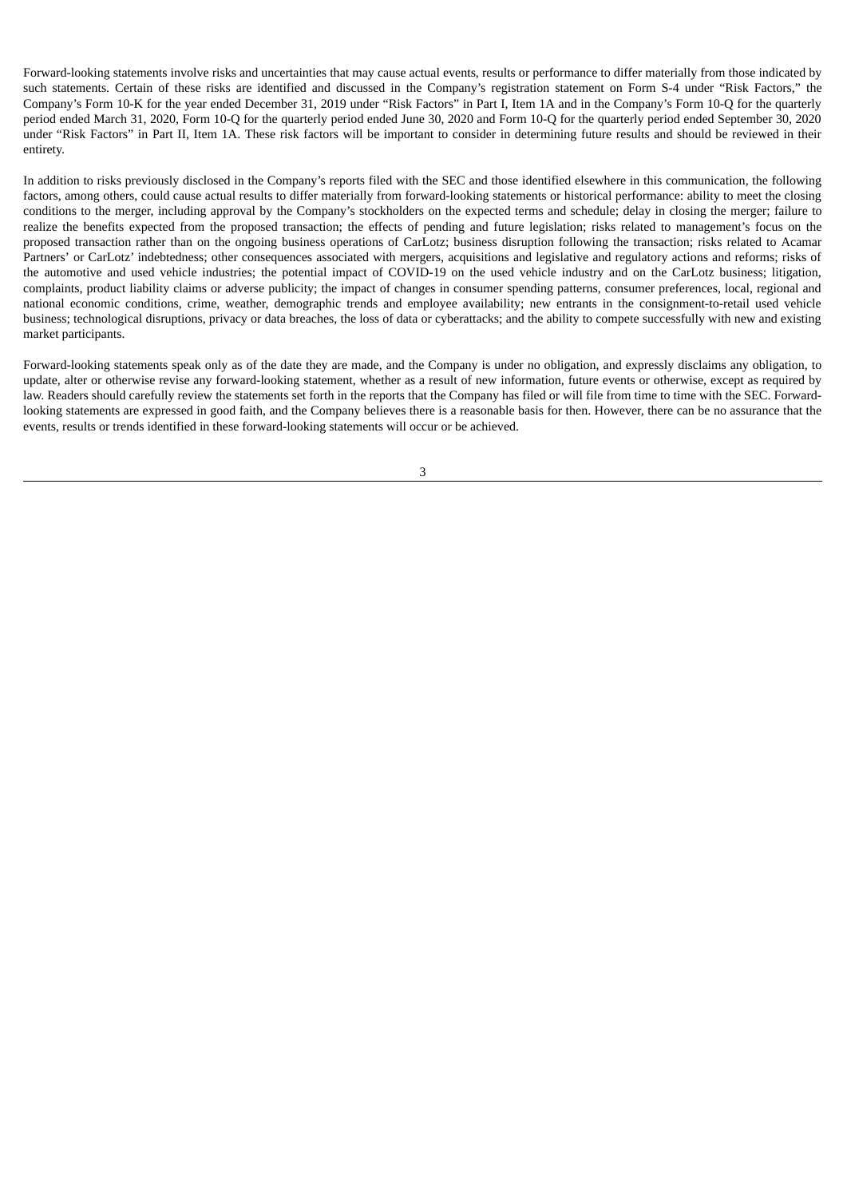Forward-looking statements involve risks and uncertainties that may cause actual events, results or performance to differ materially from those indicated by such statements. Certain of these risks are identified and discussed in the Company's registration statement on Form S-4 under "Risk Factors," the Company's Form 10-K for the year ended December 31, 2019 under "Risk Factors" in Part I, Item 1A and in the Company's Form 10-Q for the quarterly period ended March 31, 2020, Form 10-Q for the quarterly period ended June 30, 2020 and Form 10-Q for the quarterly period ended September 30, 2020 under "Risk Factors" in Part II, Item 1A. These risk factors will be important to consider in determining future results and should be reviewed in their entirety.

In addition to risks previously disclosed in the Company's reports filed with the SEC and those identified elsewhere in this communication, the following factors, among others, could cause actual results to differ materially from forward-looking statements or historical performance: ability to meet the closing conditions to the merger, including approval by the Company's stockholders on the expected terms and schedule; delay in closing the merger; failure to realize the benefits expected from the proposed transaction; the effects of pending and future legislation; risks related to management's focus on the proposed transaction rather than on the ongoing business operations of CarLotz; business disruption following the transaction; risks related to Acamar Partners' or CarLotz' indebtedness; other consequences associated with mergers, acquisitions and legislative and regulatory actions and reforms; risks of the automotive and used vehicle industries; the potential impact of COVID-19 on the used vehicle industry and on the CarLotz business; litigation, complaints, product liability claims or adverse publicity; the impact of changes in consumer spending patterns, consumer preferences, local, regional and national economic conditions, crime, weather, demographic trends and employee availability; new entrants in the consignment-to-retail used vehicle business; technological disruptions, privacy or data breaches, the loss of data or cyberattacks; and the ability to compete successfully with new and existing market participants.

Forward-looking statements speak only as of the date they are made, and the Company is under no obligation, and expressly disclaims any obligation, to update, alter or otherwise revise any forward-looking statement, whether as a result of new information, future events or otherwise, except as required by law. Readers should carefully review the statements set forth in the reports that the Company has filed or will file from time to time with the SEC. Forward-looking statements are expressed in good faith, and the Company believes there is a reasonable basis for then. However, there can be no assurance that the events, results or trends identified in these forward-looking statements will occur or be achieved.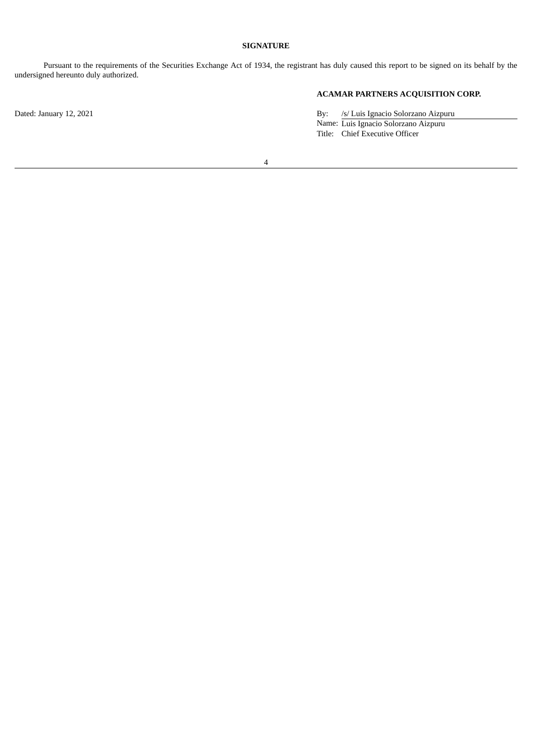**SIGNATURE**

Pursuant to the requirements of the Securities Exchange Act of 1934, the registrant has duly caused this report to be signed on its behalf by the undersigned hereunto duly authorized.

**ACAMAR PARTNERS ACQUISITION CORP.**

Dated: January 12, 2021

By: /s/ Luis Ignacio Solorzano Aizpuru
Name: Luis Ignacio Solorzano Aizpuru
Title: Chief Executive Officer